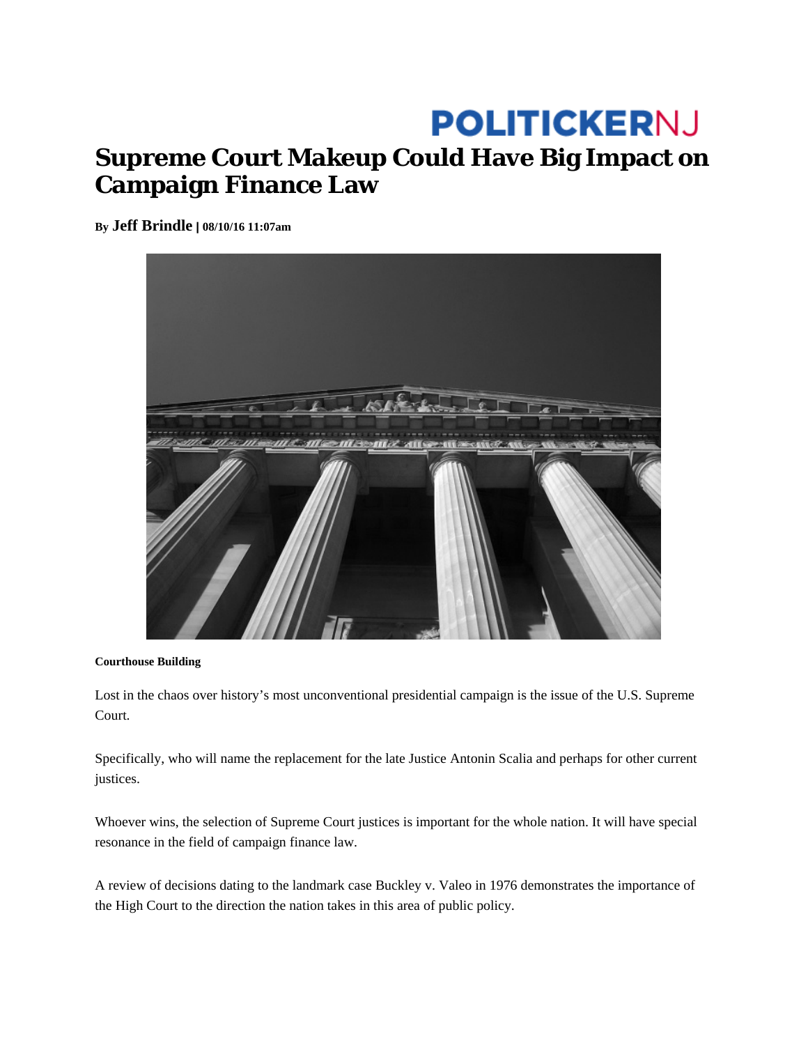POLITICKERNJ

# Supreme Court Makeup Could Have Big Impact on Campaign Finance Law

By **Jeff Brindle** | **08/10/16 11:07am**

**Courthouse Building**

Lost in the chaos over history's most unconventional presidential campaign is the issue of the U.S. Supreme Court.

Specifically, who will name the replacement for the late Justice Antonin Scalia and perhaps for other current justices.

Whoever wins, the selection of Supreme Court justices is important for the whole nation. It will have special resonance in the field of campaign finance law.

A review of decisions dating to the landmark case Buckley v. Valeo in 1976 demonstrates the importance of the High Court to the direction the nation takes in this area of public policy.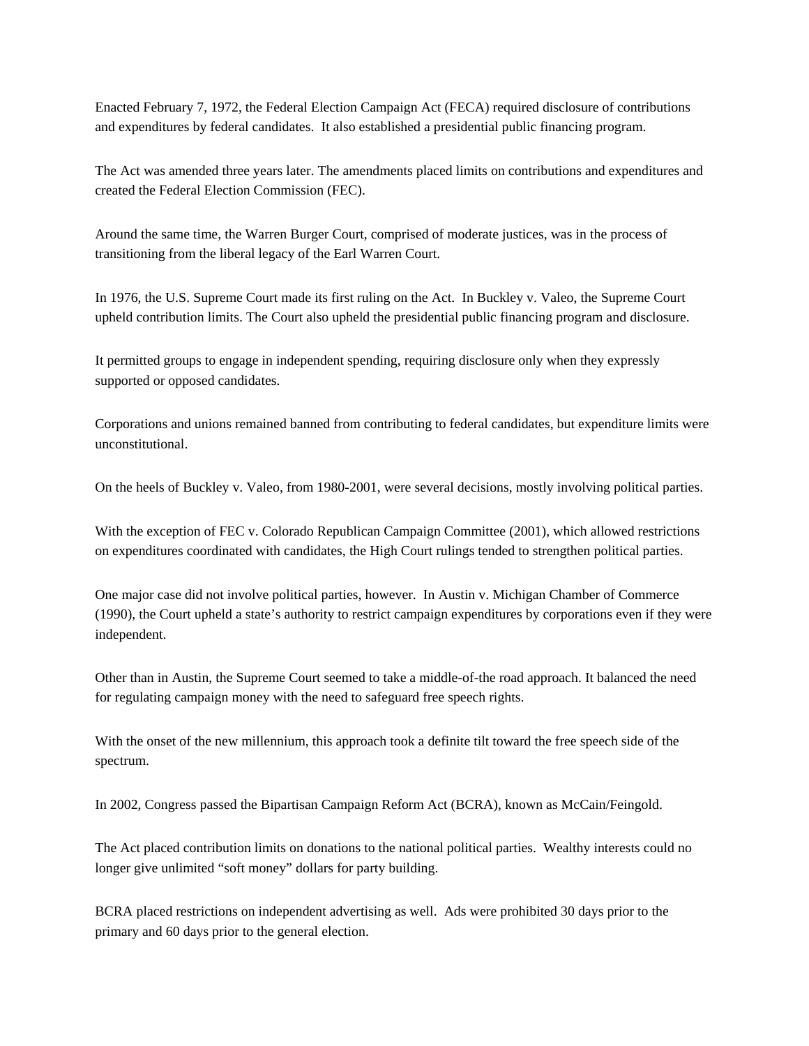Enacted February 7, 1972, the Federal Election Campaign Act (FECA) required disclosure of contributions and expenditures by federal candidates. It also established a presidential public financing program.

The Act was amended three years later. The amendments placed limits on contributions and expenditures and created the Federal Election Commission (FEC).

Around the same time, the Warren Burger Court, comprised of moderate justices, was in the process of transitioning from the liberal legacy of the Earl Warren Court.

In 1976, the U.S. Supreme Court made its first ruling on the Act. In Buckley v. Valeo, the Supreme Court upheld contribution limits. The Court also upheld the presidential public financing program and disclosure.

It permitted groups to engage in independent spending, requiring disclosure only when they expressly supported or opposed candidates.

Corporations and unions remained banned from contributing to federal candidates, but expenditure limits were unconstitutional.

On the heels of Buckley v. Valeo, from 1980-2001, were several decisions, mostly involving political parties.

With the exception of FEC v. Colorado Republican Campaign Committee (2001), which allowed restrictions on expenditures coordinated with candidates, the High Court rulings tended to strengthen political parties.

One major case did not involve political parties, however. In Austin v. Michigan Chamber of Commerce (1990), the Court upheld a state's authority to restrict campaign expenditures by corporations even if they were independent.

Other than in Austin, the Supreme Court seemed to take a middle-of-the road approach. It balanced the need for regulating campaign money with the need to safeguard free speech rights.

With the onset of the new millennium, this approach took a definite tilt toward the free speech side of the spectrum.

In 2002, Congress passed the Bipartisan Campaign Reform Act (BCRA), known as McCain/Feingold.

The Act placed contribution limits on donations to the national political parties. Wealthy interests could no longer give unlimited "soft money" dollars for party building.

BCRA placed restrictions on independent advertising as well. Ads were prohibited 30 days prior to the primary and 60 days prior to the general election.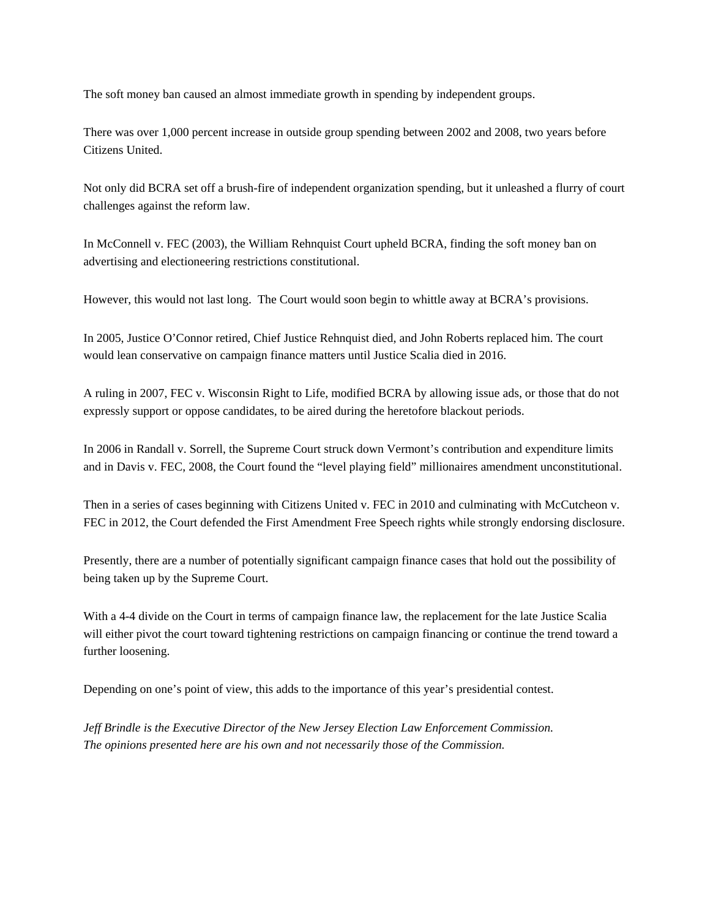The soft money ban caused an almost immediate growth in spending by independent groups.

There was over 1,000 percent increase in outside group spending between 2002 and 2008, two years before Citizens United.

Not only did BCRA set off a brush-fire of independent organization spending, but it unleashed a flurry of court challenges against the reform law.

In McConnell v. FEC (2003), the William Rehnquist Court upheld BCRA, finding the soft money ban on advertising and electioneering restrictions constitutional.

However, this would not last long.  The Court would soon begin to whittle away at BCRA's provisions.

In 2005, Justice O'Connor retired, Chief Justice Rehnquist died, and John Roberts replaced him. The court would lean conservative on campaign finance matters until Justice Scalia died in 2016.

A ruling in 2007, FEC v. Wisconsin Right to Life, modified BCRA by allowing issue ads, or those that do not expressly support or oppose candidates, to be aired during the heretofore blackout periods.

In 2006 in Randall v. Sorrell, the Supreme Court struck down Vermont's contribution and expenditure limits and in Davis v. FEC, 2008, the Court found the "level playing field" millionaires amendment unconstitutional.

Then in a series of cases beginning with Citizens United v. FEC in 2010 and culminating with McCutcheon v. FEC in 2012, the Court defended the First Amendment Free Speech rights while strongly endorsing disclosure.

Presently, there are a number of potentially significant campaign finance cases that hold out the possibility of being taken up by the Supreme Court.

With a 4-4 divide on the Court in terms of campaign finance law, the replacement for the late Justice Scalia will either pivot the court toward tightening restrictions on campaign financing or continue the trend toward a further loosening.

Depending on one's point of view, this adds to the importance of this year's presidential contest.

*Jeff Brindle is the Executive Director of the New Jersey Election Law Enforcement Commission.*
*The opinions presented here are his own and not necessarily those of the Commission.*